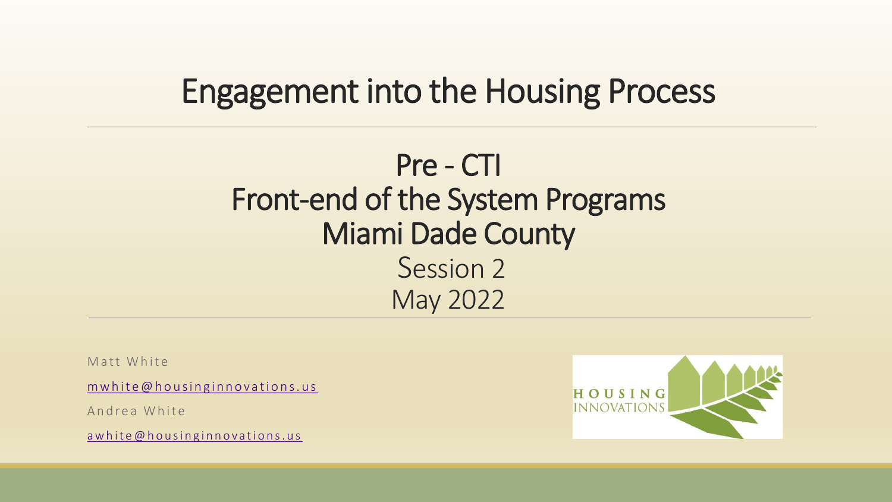# Engagement into the Housing Process

## Pre - CTI
## Front-end of the System Programs
## Miami Dade County

Session 2

May 2022

Matt White

mwhite@housinginnovations.us

Andrea White

awhite@housinginnovations.us

HOUSING INNOVATIONS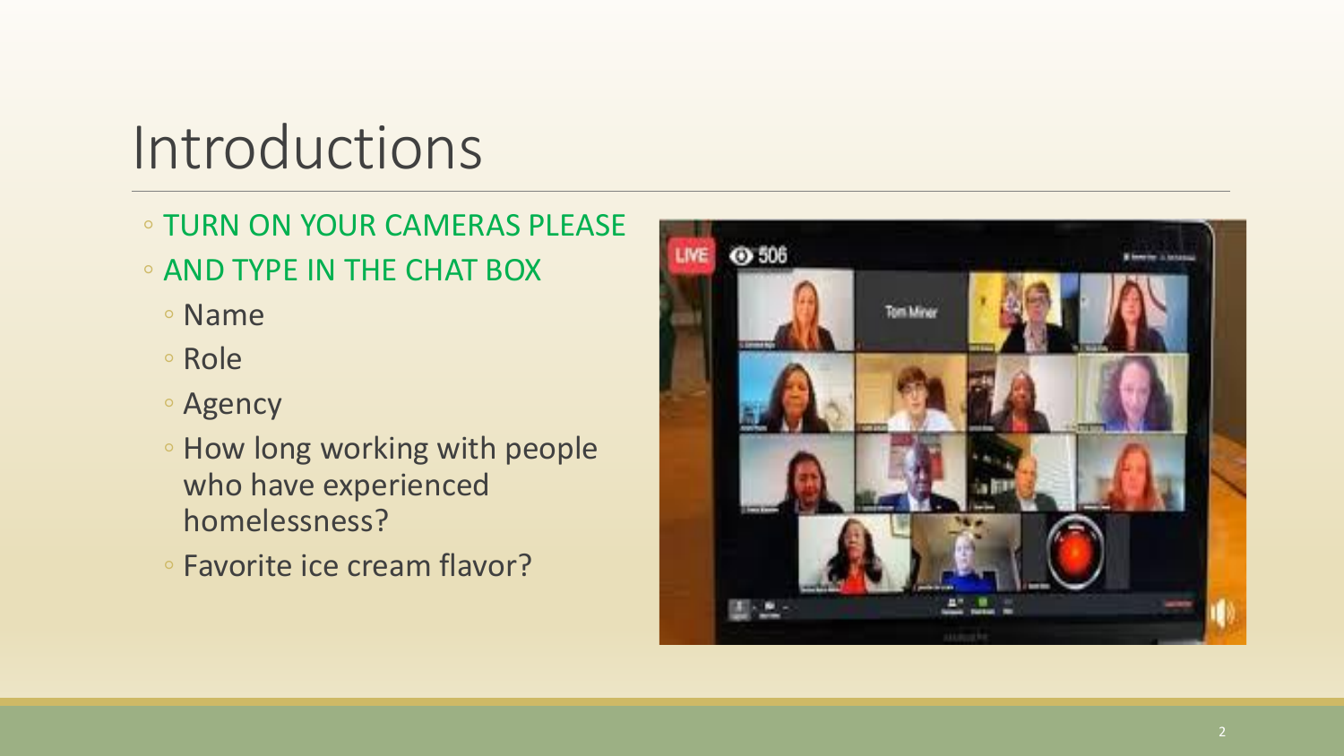# Introductions

- TURN ON YOUR CAMERAS PLEASE
- AND TYPE IN THE CHAT BOX
  - Name
  - Role
  - Agency
  - How long working with people who have experienced homelessness?
  - Favorite ice cream flavor?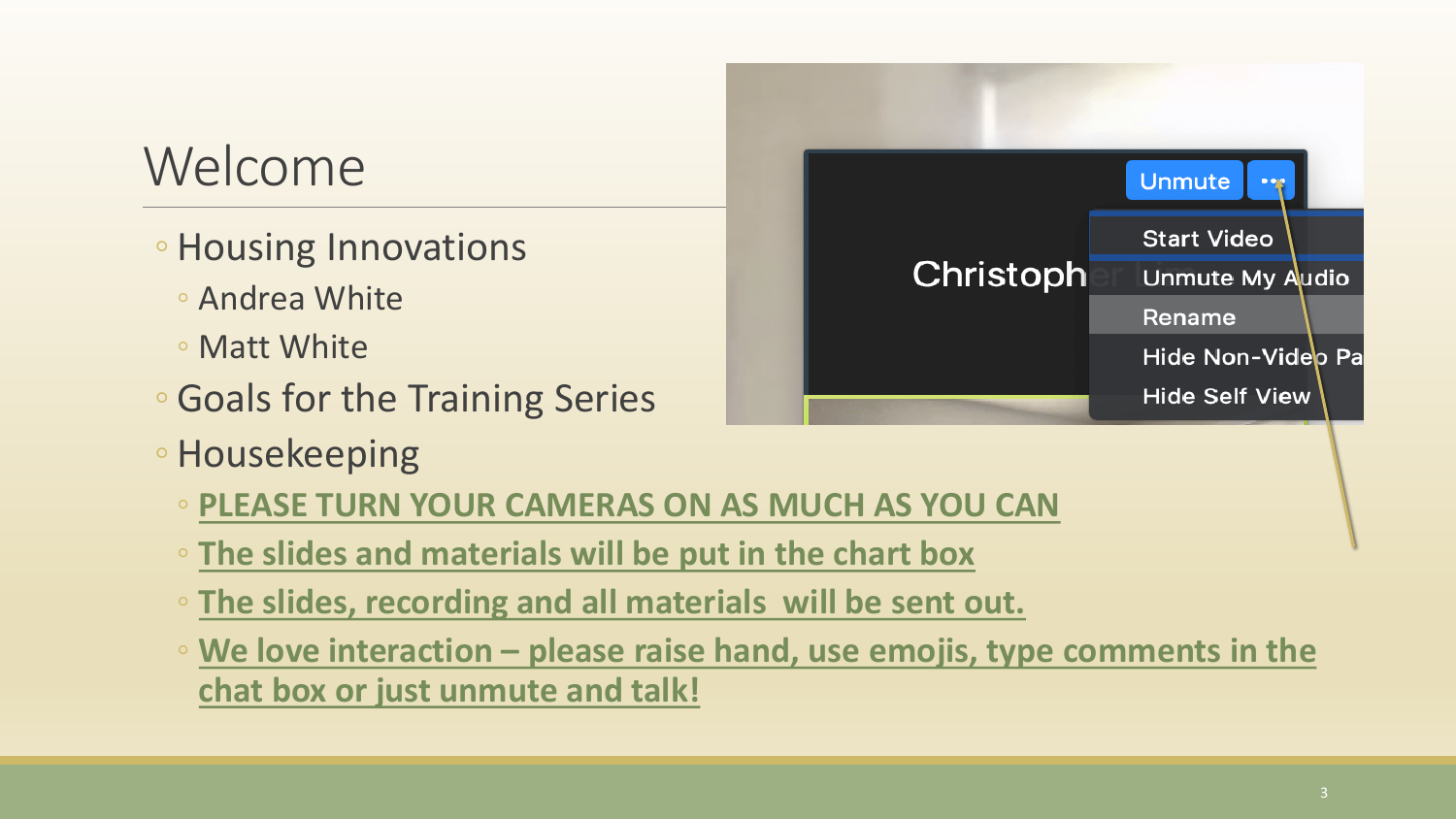# Welcome

- Housing Innovations
  - Andrea White
  - Matt White
- Goals for the Training Series
- Housekeeping
  - **PLEASE TURN YOUR CAMERAS ON AS MUCH AS YOU CAN**
  - **The slides and materials will be put in the chart box**
  - **The slides, recording and all materials will be sent out.**
  - **We love interaction – please raise hand, use emojis, type comments in the chat box or just unmute and talk!**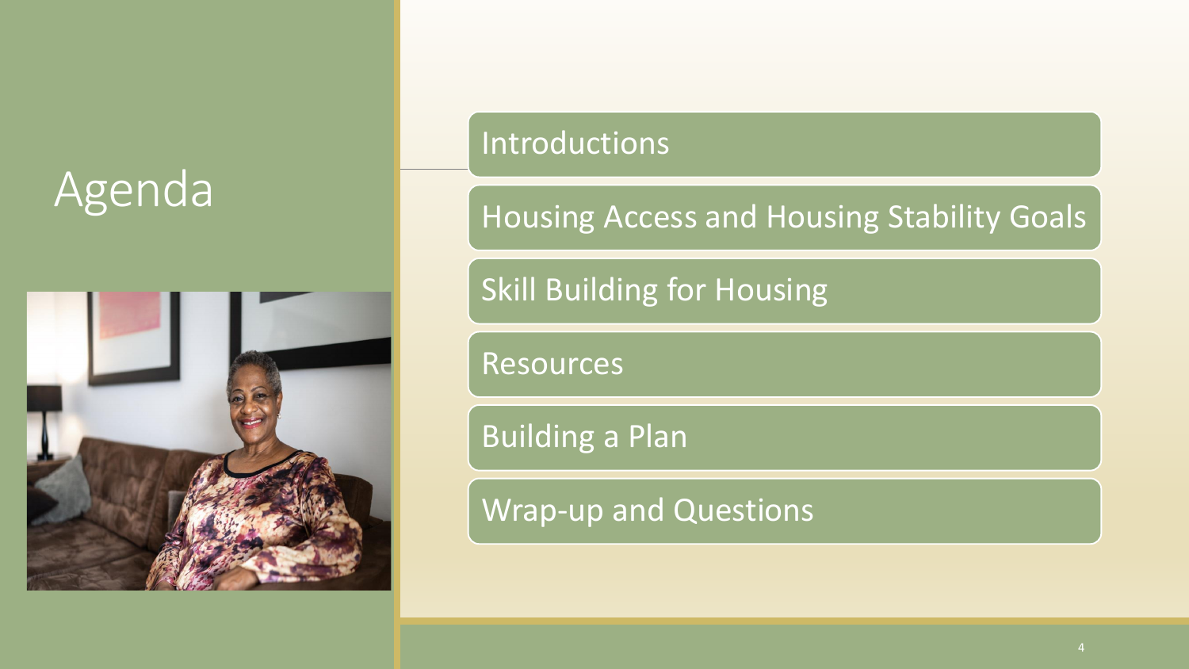# Agenda

- Introductions
- Housing Access and Housing Stability Goals
- Skill Building for Housing
- Resources
- Building a Plan
- Wrap-up and Questions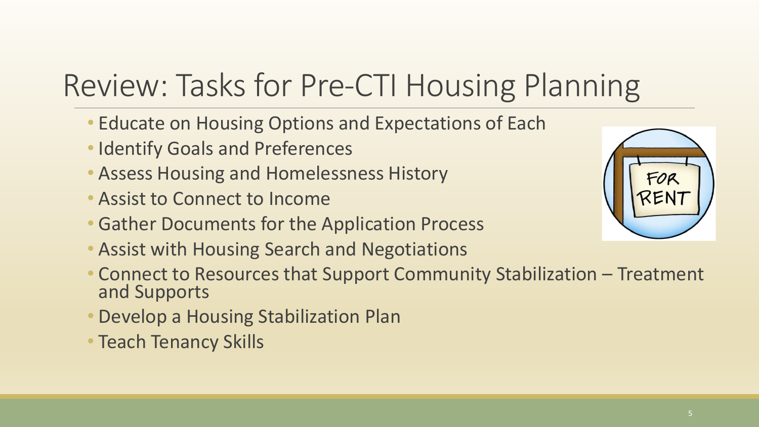# Review: Tasks for Pre-CTI Housing Planning

- Educate on Housing Options and Expectations of Each
- Identify Goals and Preferences
- Assess Housing and Homelessness History
- Assist to Connect to Income
- Gather Documents for the Application Process
- Assist with Housing Search and Negotiations
- Connect to Resources that Support Community Stabilization – Treatment and Supports
- Develop a Housing Stabilization Plan
- Teach Tenancy Skills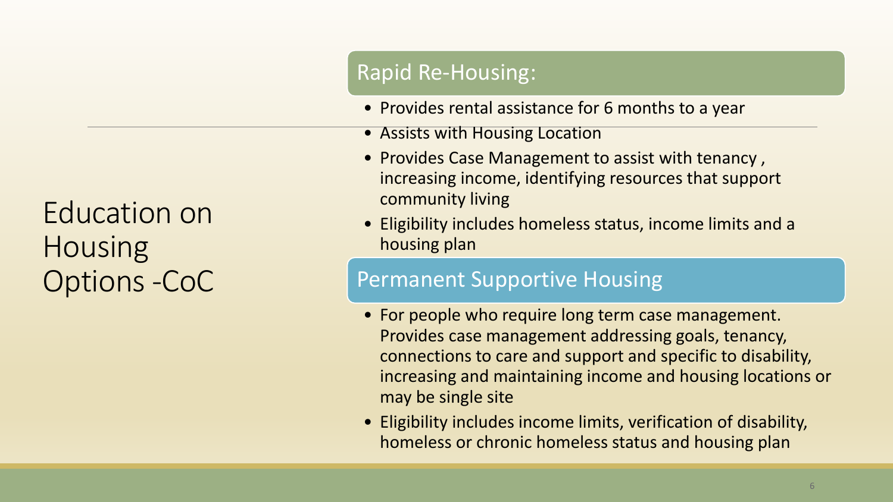# Education on Housing Options -CoC

## Rapid Re-Housing:

- Provides rental assistance for 6 months to a year
- Assists with Housing Location
- Provides Case Management to assist with tenancy , increasing income, identifying resources that support community living
- Eligibility includes homeless status, income limits and a housing plan

## Permanent Supportive Housing

- For people who require long term case management. Provides case management addressing goals, tenancy, connections to care and support and specific to disability, increasing and maintaining income and housing locations or may be single site
- Eligibility includes income limits, verification of disability, homeless or chronic homeless status and housing plan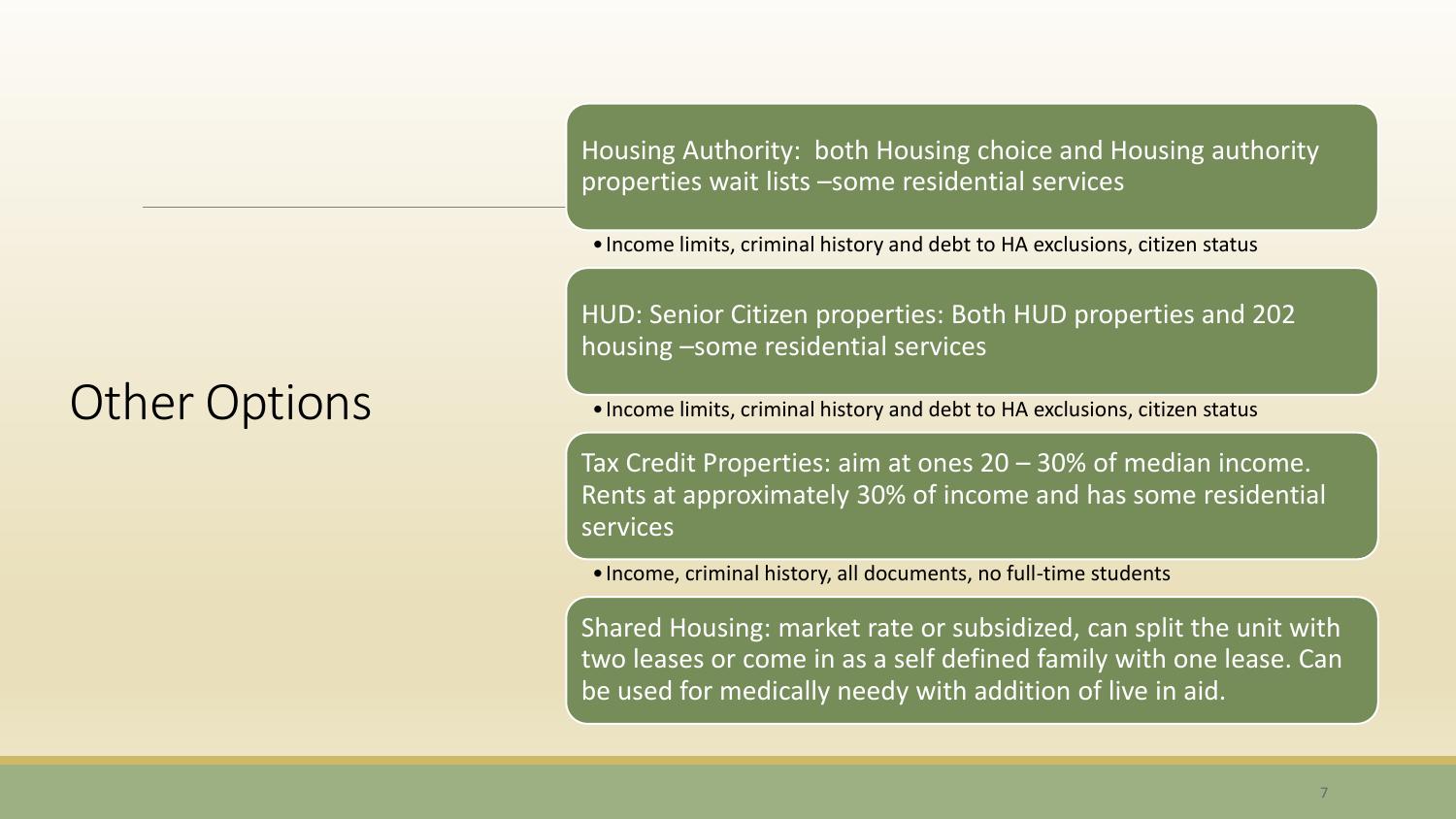# Other Options

Housing Authority: both Housing choice and Housing authority properties wait lists –some residential services

- Income limits, criminal history and debt to HA exclusions, citizen status

HUD: Senior Citizen properties: Both HUD properties and 202 housing –some residential services

- Income limits, criminal history and debt to HA exclusions, citizen status

Tax Credit Properties: aim at ones 20 – 30% of median income. Rents at approximately 30% of income and has some residential services

- Income, criminal history, all documents, no full-time students

Shared Housing: market rate or subsidized, can split the unit with two leases or come in as a self defined family with one lease. Can be used for medically needy with addition of live in aid.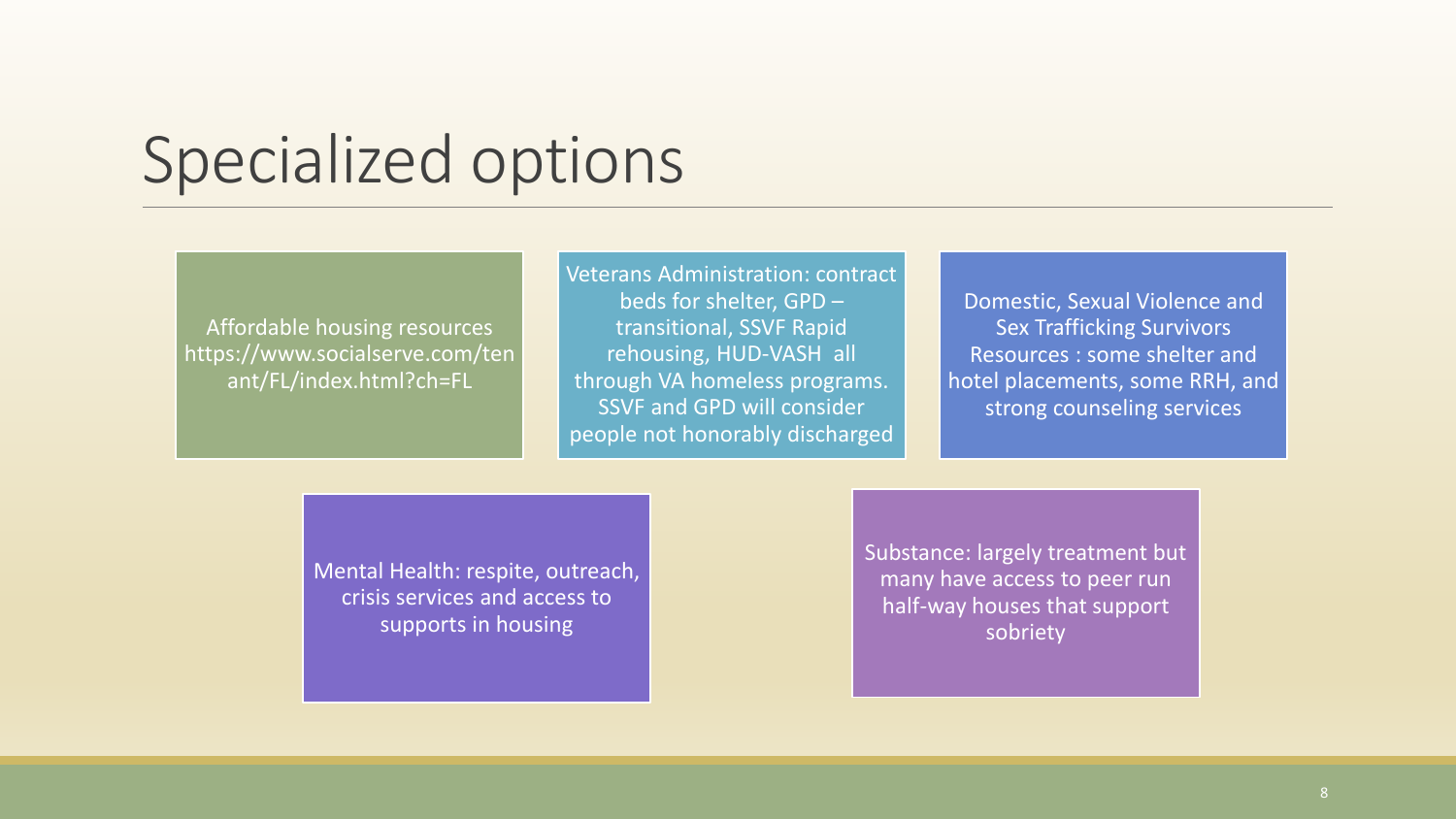# Specialized options

- Affordable housing resources https://www.socialserve.com/tenant/FL/index.html?ch=FL

- Veterans Administration: contract beds for shelter, GPD – transitional, SSVF Rapid rehousing, HUD-VASH all through VA homeless programs. SSVF and GPD will consider people not honorably discharged

- Domestic, Sexual Violence and Sex Trafficking Survivors Resources : some shelter and hotel placements, some RRH, and strong counseling services

- Mental Health: respite, outreach, crisis services and access to supports in housing

- Substance: largely treatment but many have access to peer run half-way houses that support sobriety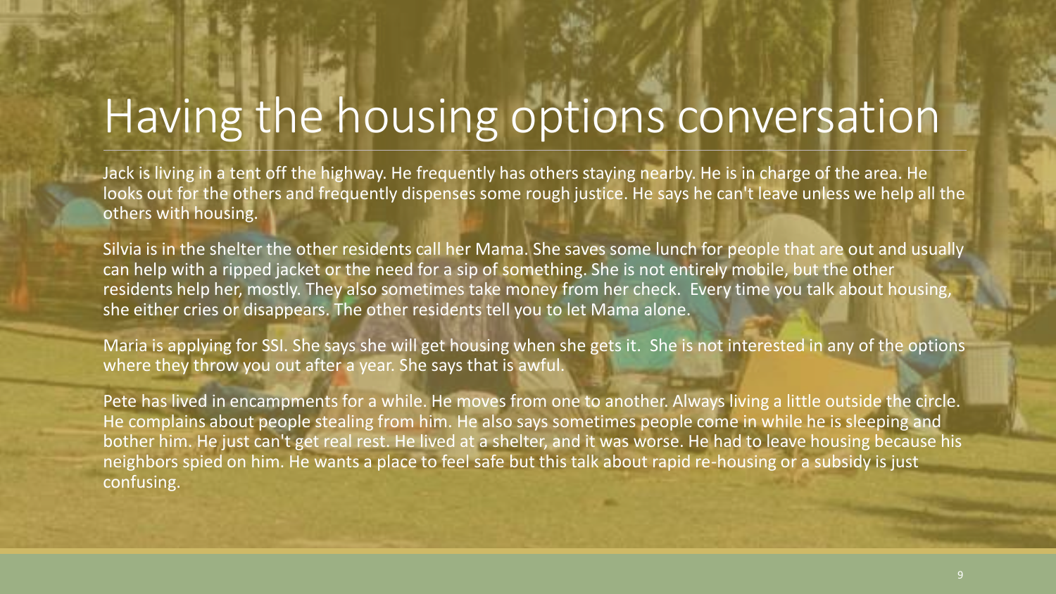# Having the housing options conversation

Jack is living in a tent off the highway. He frequently has others staying nearby. He is in charge of the area. He looks out for the others and frequently dispenses some rough justice. He says he can't leave unless we help all the others with housing.

Silvia is in the shelter the other residents call her Mama. She saves some lunch for people that are out and usually can help with a ripped jacket or the need for a sip of something. She is not entirely mobile, but the other residents help her, mostly. They also sometimes take money from her check. Every time you talk about housing, she either cries or disappears. The other residents tell you to let Mama alone.

Maria is applying for SSI. She says she will get housing when she gets it. She is not interested in any of the options where they throw you out after a year. She says that is awful.

Pete has lived in encampments for a while. He moves from one to another. Always living a little outside the circle. He complains about people stealing from him. He also says sometimes people come in while he is sleeping and bother him. He just can't get real rest. He lived at a shelter, and it was worse. He had to leave housing because his neighbors spied on him. He wants a place to feel safe but this talk about rapid re-housing or a subsidy is just confusing.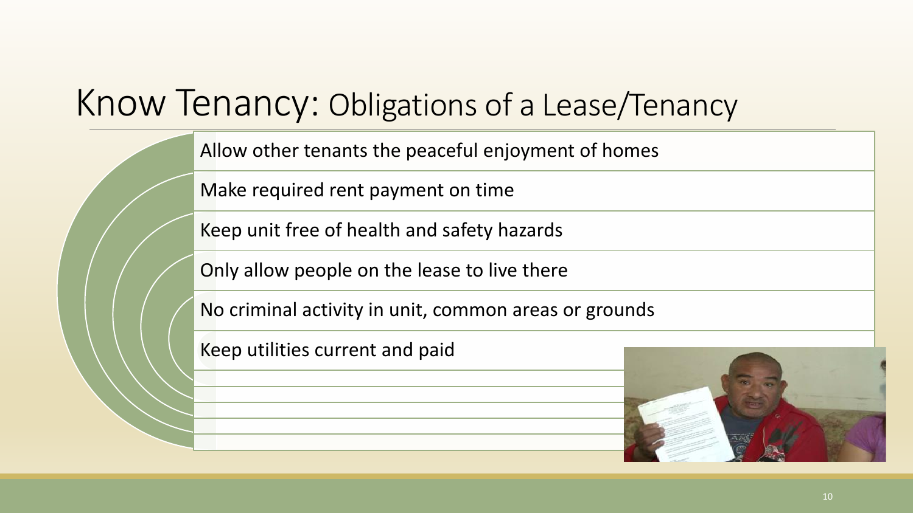# Know Tenancy: Obligations of a Lease/Tenancy

- Allow other tenants the peaceful enjoyment of homes
- Make required rent payment on time
- Keep unit free of health and safety hazards
- Only allow people on the lease to live there
- No criminal activity in unit, common areas or grounds
- Keep utilities current and paid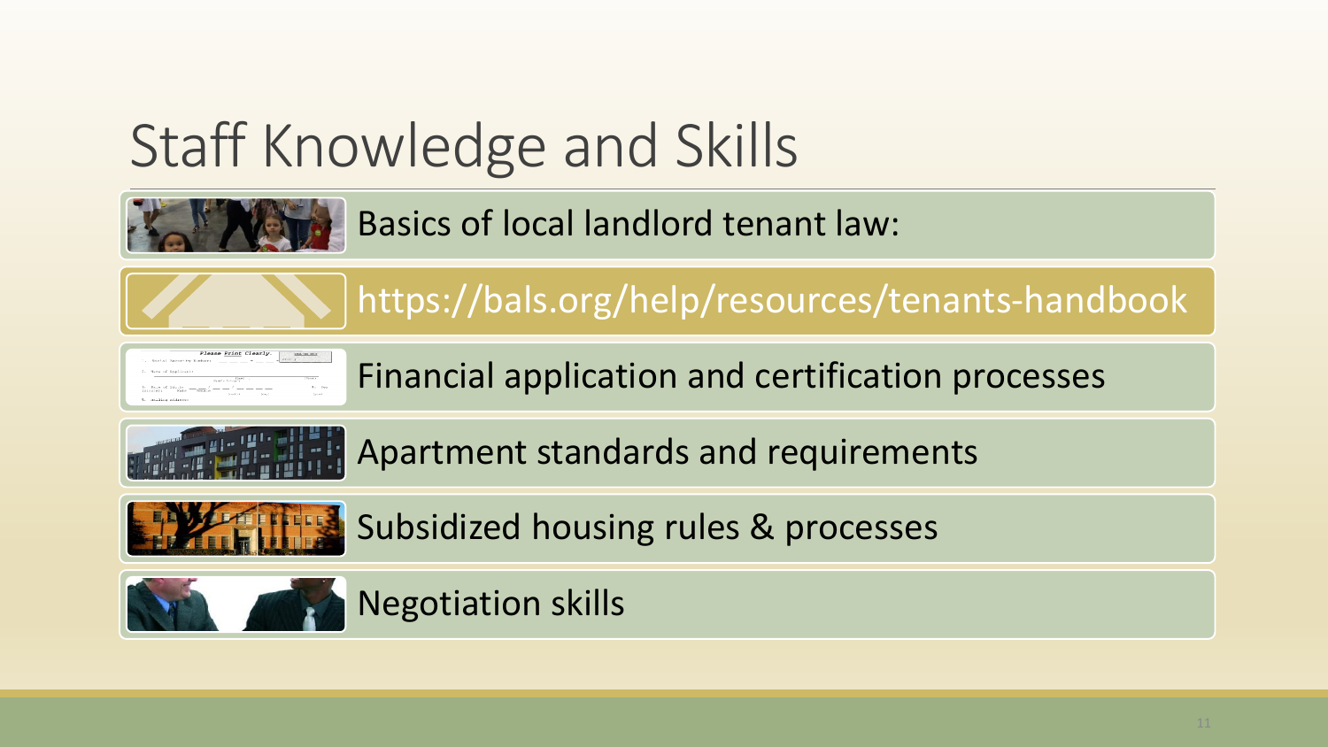# Staff Knowledge and Skills

- Basics of local landlord tenant law:
- https://bals.org/help/resources/tenants-handbook
- Financial application and certification processes
- Apartment standards and requirements
- Subsidized housing rules & processes
- Negotiation skills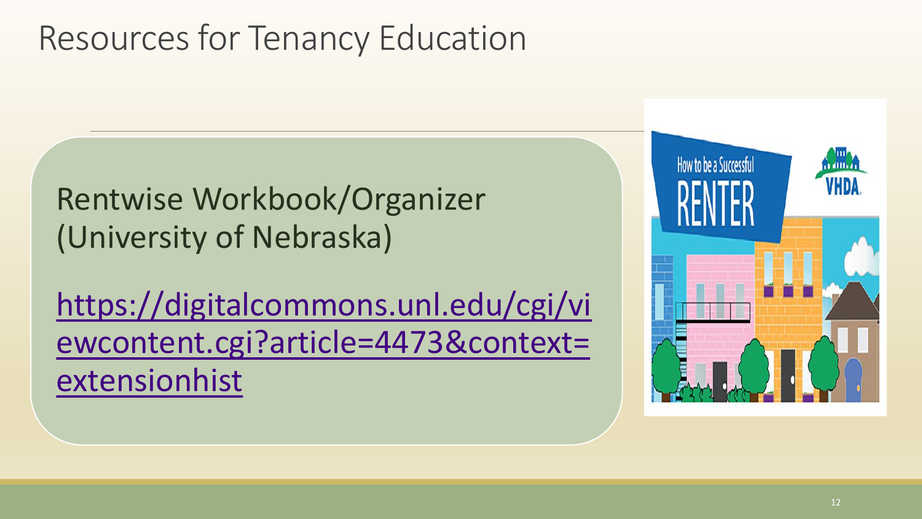# Resources for Tenancy Education

Rentwise Workbook/Organizer (University of Nebraska)

https://digitalcommons.unl.edu/cgi/viewcontent.cgi?article=4473&context=extensionhist